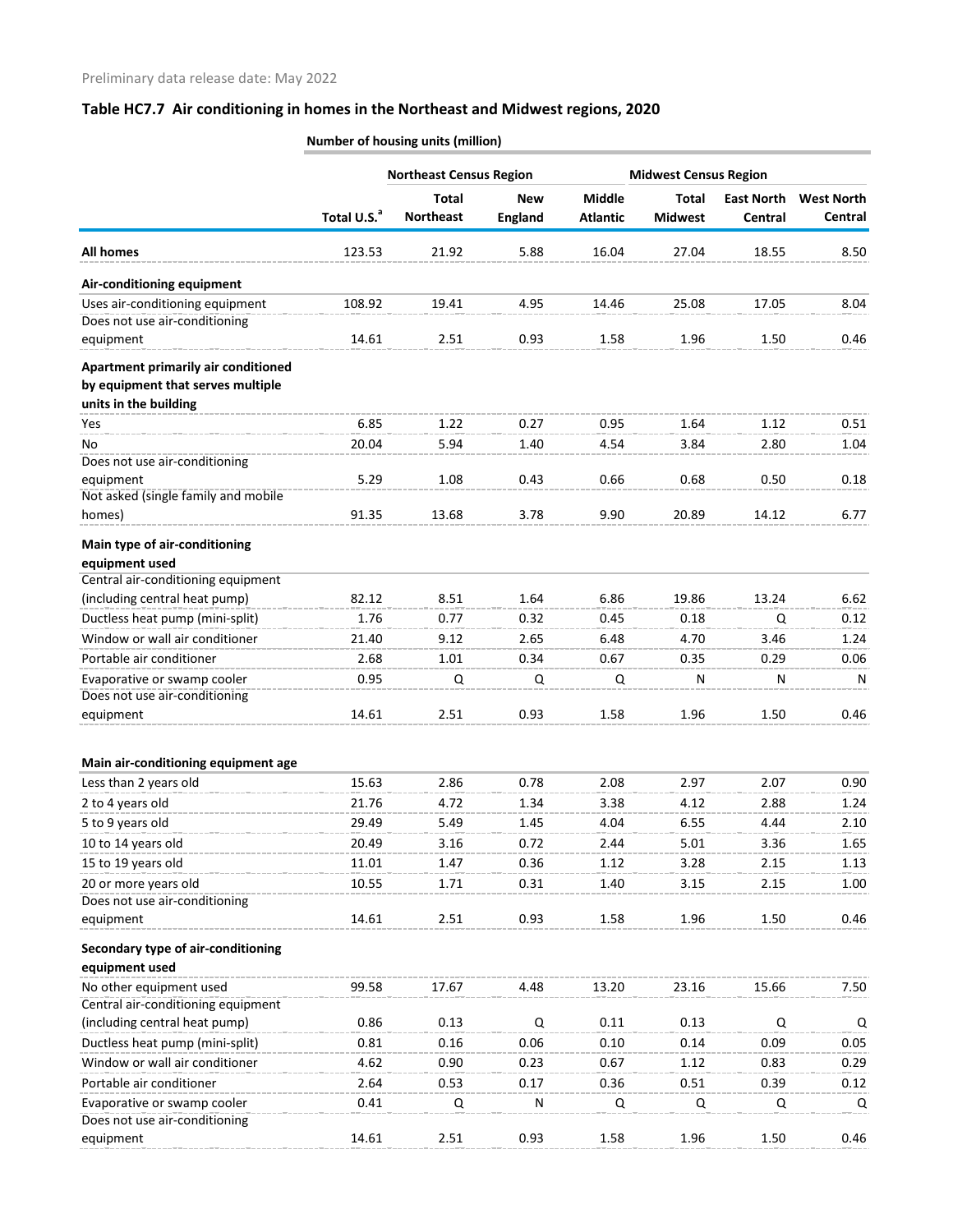Preliminary data release date: May 2022

## Table HC7.7 Air conditioning in homes in the Northeast and Midwest regions, 2020

| | Number of housing units (million) | | | | | | |
|---|---|---|---|---|---|---|---|
| | | Northeast Census Region | | | Midwest Census Region | | |
| | Total U.S.[a] | Total Northeast | New England | Middle Atlantic | Total Midwest | East North Central | West North Central |
| **All homes** | 123.53 | 21.92 | 5.88 | 16.04 | 27.04 | 18.55 | 8.50 |
| **Air-conditioning equipment** | | | | | | | |
| Uses air-conditioning equipment | 108.92 | 19.41 | 4.95 | 14.46 | 25.08 | 17.05 | 8.04 |
| Does not use air-conditioning equipment | 14.61 | 2.51 | 0.93 | 1.58 | 1.96 | 1.50 | 0.46 |
| **Apartment primarily air conditioned by equipment that serves multiple units in the building** | | | | | | | |
| Yes | 6.85 | 1.22 | 0.27 | 0.95 | 1.64 | 1.12 | 0.51 |
| No | 20.04 | 5.94 | 1.40 | 4.54 | 3.84 | 2.80 | 1.04 |
| Does not use air-conditioning equipment | 5.29 | 1.08 | 0.43 | 0.66 | 0.68 | 0.50 | 0.18 |
| Not asked (single family and mobile homes) | 91.35 | 13.68 | 3.78 | 9.90 | 20.89 | 14.12 | 6.77 |
| **Main type of air-conditioning equipment used** | | | | | | | |
| Central air-conditioning equipment (including central heat pump) | 82.12 | 8.51 | 1.64 | 6.86 | 19.86 | 13.24 | 6.62 |
| Ductless heat pump (mini-split) | 1.76 | 0.77 | 0.32 | 0.45 | 0.18 | Q | 0.12 |
| Window or wall air conditioner | 21.40 | 9.12 | 2.65 | 6.48 | 4.70 | 3.46 | 1.24 |
| Portable air conditioner | 2.68 | 1.01 | 0.34 | 0.67 | 0.35 | 0.29 | 0.06 |
| Evaporative or swamp cooler | 0.95 | Q | Q | Q | N | N | N |
| Does not use air-conditioning equipment | 14.61 | 2.51 | 0.93 | 1.58 | 1.96 | 1.50 | 0.46 |
| **Main air-conditioning equipment age** | | | | | | | |
| Less than 2 years old | 15.63 | 2.86 | 0.78 | 2.08 | 2.97 | 2.07 | 0.90 |
| 2 to 4 years old | 21.76 | 4.72 | 1.34 | 3.38 | 4.12 | 2.88 | 1.24 |
| 5 to 9 years old | 29.49 | 5.49 | 1.45 | 4.04 | 6.55 | 4.44 | 2.10 |
| 10 to 14 years old | 20.49 | 3.16 | 0.72 | 2.44 | 5.01 | 3.36 | 1.65 |
| 15 to 19 years old | 11.01 | 1.47 | 0.36 | 1.12 | 3.28 | 2.15 | 1.13 |
| 20 or more years old | 10.55 | 1.71 | 0.31 | 1.40 | 3.15 | 2.15 | 1.00 |
| Does not use air-conditioning equipment | 14.61 | 2.51 | 0.93 | 1.58 | 1.96 | 1.50 | 0.46 |
| **Secondary type of air-conditioning equipment used** | | | | | | | |
| No other equipment used | 99.58 | 17.67 | 4.48 | 13.20 | 23.16 | 15.66 | 7.50 |
| Central air-conditioning equipment (including central heat pump) | 0.86 | 0.13 | Q | 0.11 | 0.13 | Q | Q |
| Ductless heat pump (mini-split) | 0.81 | 0.16 | 0.06 | 0.10 | 0.14 | 0.09 | 0.05 |
| Window or wall air conditioner | 4.62 | 0.90 | 0.23 | 0.67 | 1.12 | 0.83 | 0.29 |
| Portable air conditioner | 2.64 | 0.53 | 0.17 | 0.36 | 0.51 | 0.39 | 0.12 |
| Evaporative or swamp cooler | 0.41 | Q | N | Q | Q | Q | Q |
| Does not use air-conditioning equipment | 14.61 | 2.51 | 0.93 | 1.58 | 1.96 | 1.50 | 0.46 |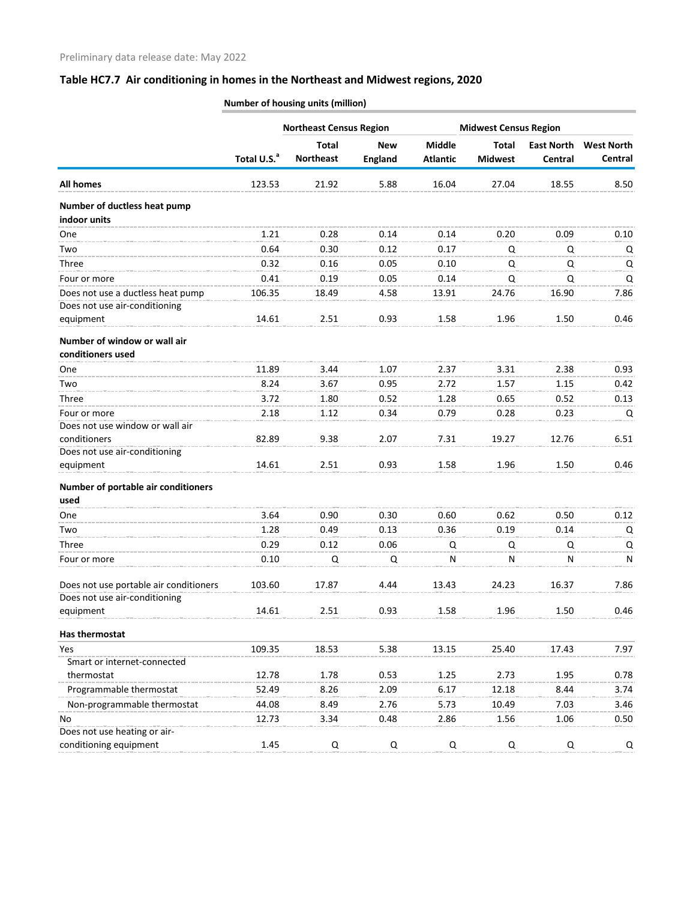Preliminary data release date: May 2022

## Table HC7.7 Air conditioning in homes in the Northeast and Midwest regions, 2020

| | Number of housing units (million) | | | | | | |
|---|---|---|---|---|---|---|---|
| | | Northeast Census Region | | | Midwest Census Region | | |
| | Total U.S.[a] | Total Northeast | New England | Middle Atlantic | Total Midwest | East North Central | West North Central |
| **All homes** | 123.53 | 21.92 | 5.88 | 16.04 | 27.04 | 18.55 | 8.50 |
| **Number of ductless heat pump indoor units** | | | | | | | |
| One | 1.21 | 0.28 | 0.14 | 0.14 | 0.20 | 0.09 | 0.10 |
| Two | 0.64 | 0.30 | 0.12 | 0.17 | Q | Q | Q |
| Three | 0.32 | 0.16 | 0.05 | 0.10 | Q | Q | Q |
| Four or more | 0.41 | 0.19 | 0.05 | 0.14 | Q | Q | Q |
| Does not use a ductless heat pump | 106.35 | 18.49 | 4.58 | 13.91 | 24.76 | 16.90 | 7.86 |
| Does not use air-conditioning equipment | 14.61 | 2.51 | 0.93 | 1.58 | 1.96 | 1.50 | 0.46 |
| **Number of window or wall air conditioners used** | | | | | | | |
| One | 11.89 | 3.44 | 1.07 | 2.37 | 3.31 | 2.38 | 0.93 |
| Two | 8.24 | 3.67 | 0.95 | 2.72 | 1.57 | 1.15 | 0.42 |
| Three | 3.72 | 1.80 | 0.52 | 1.28 | 0.65 | 0.52 | 0.13 |
| Four or more | 2.18 | 1.12 | 0.34 | 0.79 | 0.28 | 0.23 | Q |
| Does not use window or wall air conditioners | 82.89 | 9.38 | 2.07 | 7.31 | 19.27 | 12.76 | 6.51 |
| Does not use air-conditioning equipment | 14.61 | 2.51 | 0.93 | 1.58 | 1.96 | 1.50 | 0.46 |
| **Number of portable air conditioners used** | | | | | | | |
| One | 3.64 | 0.90 | 0.30 | 0.60 | 0.62 | 0.50 | 0.12 |
| Two | 1.28 | 0.49 | 0.13 | 0.36 | 0.19 | 0.14 | Q |
| Three | 0.29 | 0.12 | 0.06 | Q | Q | Q | Q |
| Four or more | 0.10 | Q | Q | N | N | N | N |
| Does not use portable air conditioners | 103.60 | 17.87 | 4.44 | 13.43 | 24.23 | 16.37 | 7.86 |
| Does not use air-conditioning equipment | 14.61 | 2.51 | 0.93 | 1.58 | 1.96 | 1.50 | 0.46 |
| **Has thermostat** | | | | | | | |
| Yes | 109.35 | 18.53 | 5.38 | 13.15 | 25.40 | 17.43 | 7.97 |
| Smart or internet-connected thermostat | 12.78 | 1.78 | 0.53 | 1.25 | 2.73 | 1.95 | 0.78 |
| Programmable thermostat | 52.49 | 8.26 | 2.09 | 6.17 | 12.18 | 8.44 | 3.74 |
| Non-programmable thermostat | 44.08 | 8.49 | 2.76 | 5.73 | 10.49 | 7.03 | 3.46 |
| No | 12.73 | 3.34 | 0.48 | 2.86 | 1.56 | 1.06 | 0.50 |
| Does not use heating or air-conditioning equipment | 1.45 | Q | Q | Q | Q | Q | Q |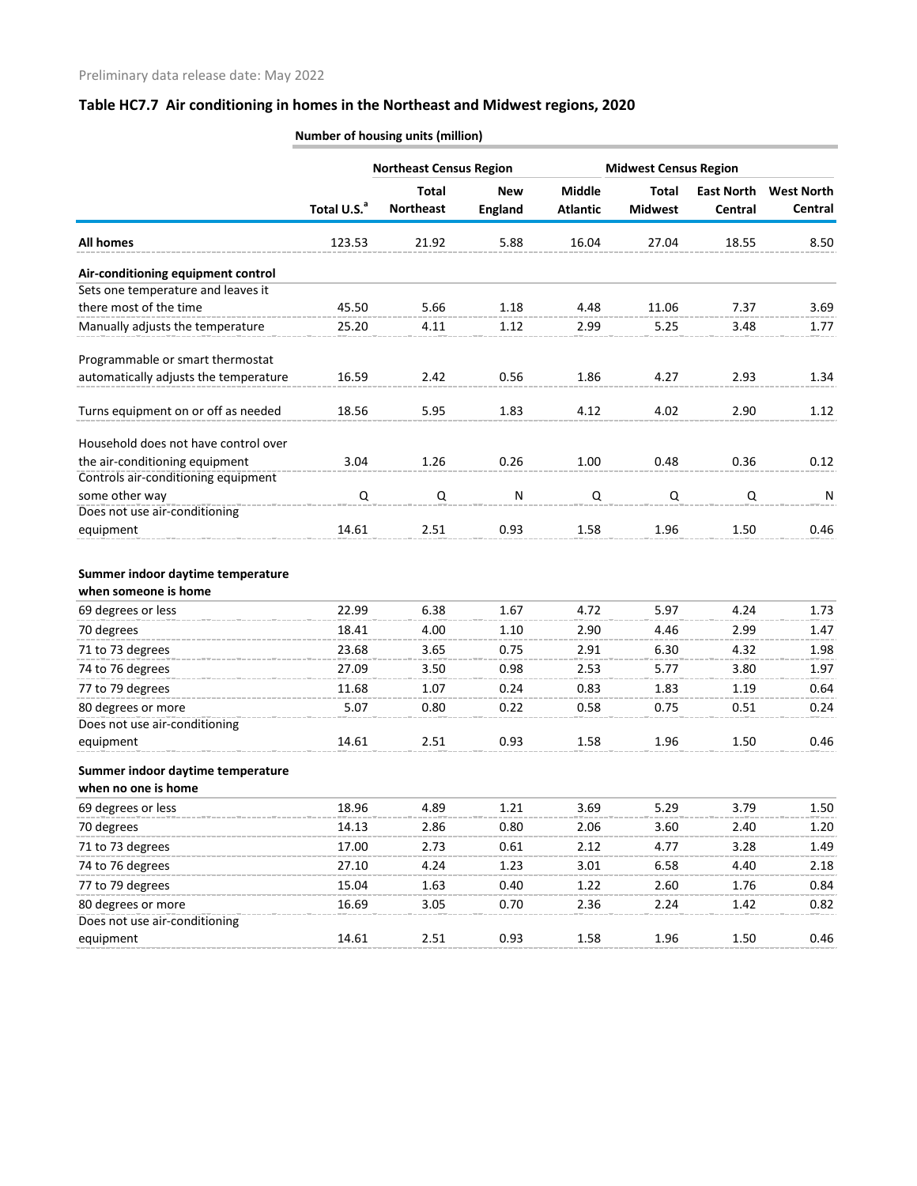Preliminary data release date: May 2022

## Table HC7.7 Air conditioning in homes in the Northeast and Midwest regions, 2020

| | Number of housing units (million) | | | | | | |
|---|---|---|---|---|---|---|---|
| | | Northeast Census Region | | | Midwest Census Region | | |
| | Total U.S.[a] | Total Northeast | New England | Middle Atlantic | Total Midwest | East North Central | West North Central |
| **All homes** | 123.53 | 21.92 | 5.88 | 16.04 | 27.04 | 18.55 | 8.50 |
| **Air-conditioning equipment control** | | | | | | | |
| Sets one temperature and leaves it there most of the time | 45.50 | 5.66 | 1.18 | 4.48 | 11.06 | 7.37 | 3.69 |
| Manually adjusts the temperature | 25.20 | 4.11 | 1.12 | 2.99 | 5.25 | 3.48 | 1.77 |
| Programmable or smart thermostat automatically adjusts the temperature | 16.59 | 2.42 | 0.56 | 1.86 | 4.27 | 2.93 | 1.34 |
| Turns equipment on or off as needed | 18.56 | 5.95 | 1.83 | 4.12 | 4.02 | 2.90 | 1.12 |
| Household does not have control over the air-conditioning equipment | 3.04 | 1.26 | 0.26 | 1.00 | 0.48 | 0.36 | 0.12 |
| Controls air-conditioning equipment some other way | Q | Q | N | Q | Q | Q | N |
| Does not use air-conditioning equipment | 14.61 | 2.51 | 0.93 | 1.58 | 1.96 | 1.50 | 0.46 |
| **Summer indoor daytime temperature when someone is home** | | | | | | | |
| 69 degrees or less | 22.99 | 6.38 | 1.67 | 4.72 | 5.97 | 4.24 | 1.73 |
| 70 degrees | 18.41 | 4.00 | 1.10 | 2.90 | 4.46 | 2.99 | 1.47 |
| 71 to 73 degrees | 23.68 | 3.65 | 0.75 | 2.91 | 6.30 | 4.32 | 1.98 |
| 74 to 76 degrees | 27.09 | 3.50 | 0.98 | 2.53 | 5.77 | 3.80 | 1.97 |
| 77 to 79 degrees | 11.68 | 1.07 | 0.24 | 0.83 | 1.83 | 1.19 | 0.64 |
| 80 degrees or more | 5.07 | 0.80 | 0.22 | 0.58 | 0.75 | 0.51 | 0.24 |
| Does not use air-conditioning equipment | 14.61 | 2.51 | 0.93 | 1.58 | 1.96 | 1.50 | 0.46 |
| **Summer indoor daytime temperature when no one is home** | | | | | | | |
| 69 degrees or less | 18.96 | 4.89 | 1.21 | 3.69 | 5.29 | 3.79 | 1.50 |
| 70 degrees | 14.13 | 2.86 | 0.80 | 2.06 | 3.60 | 2.40 | 1.20 |
| 71 to 73 degrees | 17.00 | 2.73 | 0.61 | 2.12 | 4.77 | 3.28 | 1.49 |
| 74 to 76 degrees | 27.10 | 4.24 | 1.23 | 3.01 | 6.58 | 4.40 | 2.18 |
| 77 to 79 degrees | 15.04 | 1.63 | 0.40 | 1.22 | 2.60 | 1.76 | 0.84 |
| 80 degrees or more | 16.69 | 3.05 | 0.70 | 2.36 | 2.24 | 1.42 | 0.82 |
| Does not use air-conditioning equipment | 14.61 | 2.51 | 0.93 | 1.58 | 1.96 | 1.50 | 0.46 |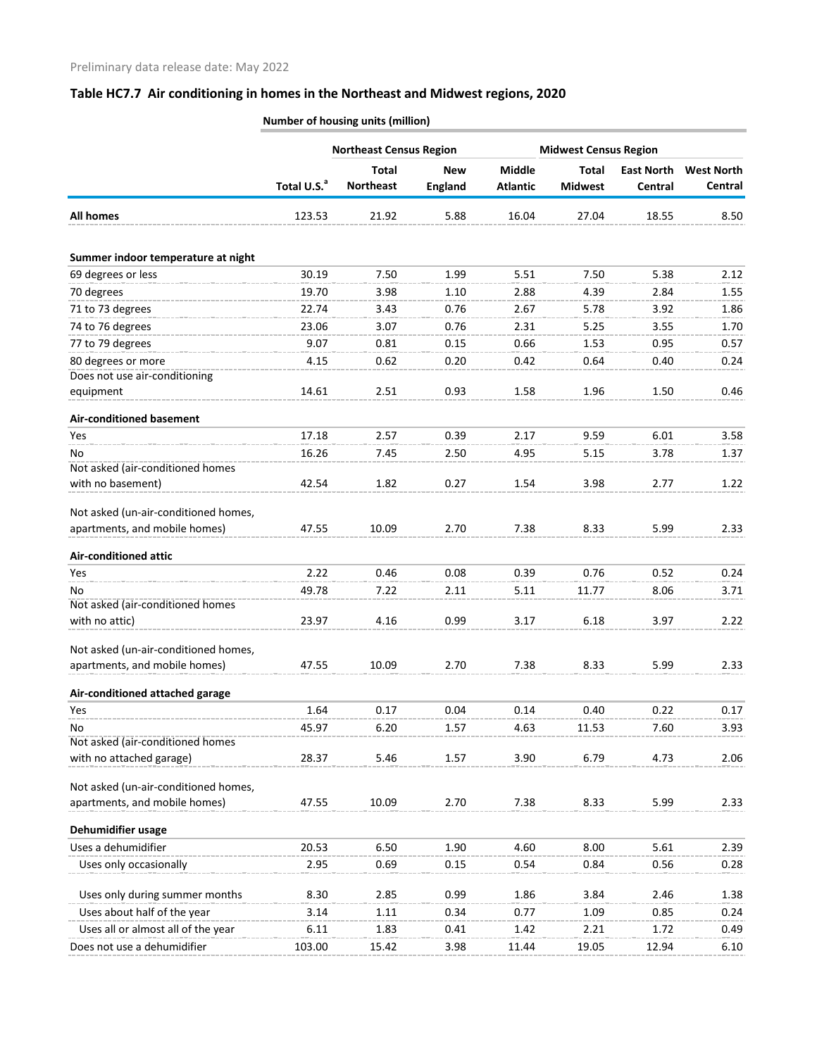Preliminary data release date: May 2022

## Table HC7.7 Air conditioning in homes in the Northeast and Midwest regions, 2020

| | Number of housing units (million) | | | | | | |
|---|---|---|---|---|---|---|---|
| | | Northeast Census Region | | | Midwest Census Region | | |
| | Total U.S.[a] | Total Northeast | New England | Middle Atlantic | Total Midwest | East North Central | West North Central |
| **All homes** | 123.53 | 21.92 | 5.88 | 16.04 | 27.04 | 18.55 | 8.50 |
| **Summer indoor temperature at night** | | | | | | | |
| 69 degrees or less | 30.19 | 7.50 | 1.99 | 5.51 | 7.50 | 5.38 | 2.12 |
| 70 degrees | 19.70 | 3.98 | 1.10 | 2.88 | 4.39 | 2.84 | 1.55 |
| 71 to 73 degrees | 22.74 | 3.43 | 0.76 | 2.67 | 5.78 | 3.92 | 1.86 |
| 74 to 76 degrees | 23.06 | 3.07 | 0.76 | 2.31 | 5.25 | 3.55 | 1.70 |
| 77 to 79 degrees | 9.07 | 0.81 | 0.15 | 0.66 | 1.53 | 0.95 | 0.57 |
| 80 degrees or more | 4.15 | 0.62 | 0.20 | 0.42 | 0.64 | 0.40 | 0.24 |
| Does not use air-conditioning equipment | 14.61 | 2.51 | 0.93 | 1.58 | 1.96 | 1.50 | 0.46 |
| **Air-conditioned basement** | | | | | | | |
| Yes | 17.18 | 2.57 | 0.39 | 2.17 | 9.59 | 6.01 | 3.58 |
| No | 16.26 | 7.45 | 2.50 | 4.95 | 5.15 | 3.78 | 1.37 |
| Not asked (air-conditioned homes with no basement) | 42.54 | 1.82 | 0.27 | 1.54 | 3.98 | 2.77 | 1.22 |
| Not asked (un-air-conditioned homes, apartments, and mobile homes) | 47.55 | 10.09 | 2.70 | 7.38 | 8.33 | 5.99 | 2.33 |
| **Air-conditioned attic** | | | | | | | |
| Yes | 2.22 | 0.46 | 0.08 | 0.39 | 0.76 | 0.52 | 0.24 |
| No | 49.78 | 7.22 | 2.11 | 5.11 | 11.77 | 8.06 | 3.71 |
| Not asked (air-conditioned homes with no attic) | 23.97 | 4.16 | 0.99 | 3.17 | 6.18 | 3.97 | 2.22 |
| Not asked (un-air-conditioned homes, apartments, and mobile homes) | 47.55 | 10.09 | 2.70 | 7.38 | 8.33 | 5.99 | 2.33 |
| **Air-conditioned attached garage** | | | | | | | |
| Yes | 1.64 | 0.17 | 0.04 | 0.14 | 0.40 | 0.22 | 0.17 |
| No | 45.97 | 6.20 | 1.57 | 4.63 | 11.53 | 7.60 | 3.93 |
| Not asked (air-conditioned homes with no attached garage) | 28.37 | 5.46 | 1.57 | 3.90 | 6.79 | 4.73 | 2.06 |
| Not asked (un-air-conditioned homes, apartments, and mobile homes) | 47.55 | 10.09 | 2.70 | 7.38 | 8.33 | 5.99 | 2.33 |
| **Dehumidifier usage** | | | | | | | |
| Uses a dehumidifier | 20.53 | 6.50 | 1.90 | 4.60 | 8.00 | 5.61 | 2.39 |
| Uses only occasionally | 2.95 | 0.69 | 0.15 | 0.54 | 0.84 | 0.56 | 0.28 |
| Uses only during summer months | 8.30 | 2.85 | 0.99 | 1.86 | 3.84 | 2.46 | 1.38 |
| Uses about half of the year | 3.14 | 1.11 | 0.34 | 0.77 | 1.09 | 0.85 | 0.24 |
| Uses all or almost all of the year | 6.11 | 1.83 | 0.41 | 1.42 | 2.21 | 1.72 | 0.49 |
| Does not use a dehumidifier | 103.00 | 15.42 | 3.98 | 11.44 | 19.05 | 12.94 | 6.10 |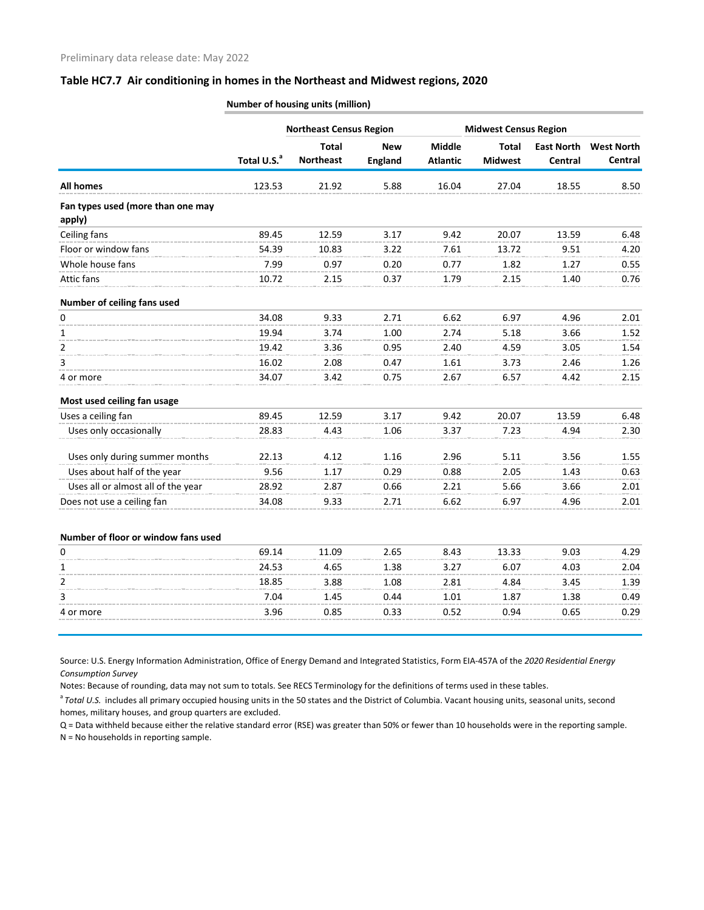Preliminary data release date: May 2022

## Table HC7.7 Air conditioning in homes in the Northeast and Midwest regions, 2020

| | Number of housing units (million) | | | | | | |
|---|---|---|---|---|---|---|---|
| | | Northeast Census Region | | | Midwest Census Region | | |
| | Total U.S.[a] | Total Northeast | New England | Middle Atlantic | Total Midwest | East North Central | West North Central |
| **All homes** | 123.53 | 21.92 | 5.88 | 16.04 | 27.04 | 18.55 | 8.50 |
| **Fan types used (more than one may apply)** | | | | | | | |
| Ceiling fans | 89.45 | 12.59 | 3.17 | 9.42 | 20.07 | 13.59 | 6.48 |
| Floor or window fans | 54.39 | 10.83 | 3.22 | 7.61 | 13.72 | 9.51 | 4.20 |
| Whole house fans | 7.99 | 0.97 | 0.20 | 0.77 | 1.82 | 1.27 | 0.55 |
| Attic fans | 10.72 | 2.15 | 0.37 | 1.79 | 2.15 | 1.40 | 0.76 |
| **Number of ceiling fans used** | | | | | | | |
| 0 | 34.08 | 9.33 | 2.71 | 6.62 | 6.97 | 4.96 | 2.01 |
| 1 | 19.94 | 3.74 | 1.00 | 2.74 | 5.18 | 3.66 | 1.52 |
| 2 | 19.42 | 3.36 | 0.95 | 2.40 | 4.59 | 3.05 | 1.54 |
| 3 | 16.02 | 2.08 | 0.47 | 1.61 | 3.73 | 2.46 | 1.26 |
| 4 or more | 34.07 | 3.42 | 0.75 | 2.67 | 6.57 | 4.42 | 2.15 |
| **Most used ceiling fan usage** | | | | | | | |
| Uses a ceiling fan | 89.45 | 12.59 | 3.17 | 9.42 | 20.07 | 13.59 | 6.48 |
| Uses only occasionally | 28.83 | 4.43 | 1.06 | 3.37 | 7.23 | 4.94 | 2.30 |
| Uses only during summer months | 22.13 | 4.12 | 1.16 | 2.96 | 5.11 | 3.56 | 1.55 |
| Uses about half of the year | 9.56 | 1.17 | 0.29 | 0.88 | 2.05 | 1.43 | 0.63 |
| Uses all or almost all of the year | 28.92 | 2.87 | 0.66 | 2.21 | 5.66 | 3.66 | 2.01 |
| Does not use a ceiling fan | 34.08 | 9.33 | 2.71 | 6.62 | 6.97 | 4.96 | 2.01 |
| **Number of floor or window fans used** | | | | | | | |
| 0 | 69.14 | 11.09 | 2.65 | 8.43 | 13.33 | 9.03 | 4.29 |
| 1 | 24.53 | 4.65 | 1.38 | 3.27 | 6.07 | 4.03 | 2.04 |
| 2 | 18.85 | 3.88 | 1.08 | 2.81 | 4.84 | 3.45 | 1.39 |
| 3 | 7.04 | 1.45 | 0.44 | 1.01 | 1.87 | 1.38 | 0.49 |
| 4 or more | 3.96 | 0.85 | 0.33 | 0.52 | 0.94 | 0.65 | 0.29 |

Source: U.S. Energy Information Administration, Office of Energy Demand and Integrated Statistics, Form EIA-457A of the *2020 Residential Energy Consumption Survey*

Notes: Because of rounding, data may not sum to totals. See RECS Terminology for the definitions of terms used in these tables.

[a] *Total U.S.* includes all primary occupied housing units in the 50 states and the District of Columbia. Vacant housing units, seasonal units, second homes, military houses, and group quarters are excluded.

Q = Data withheld because either the relative standard error (RSE) was greater than 50% or fewer than 10 households were in the reporting sample.

N = No households in reporting sample.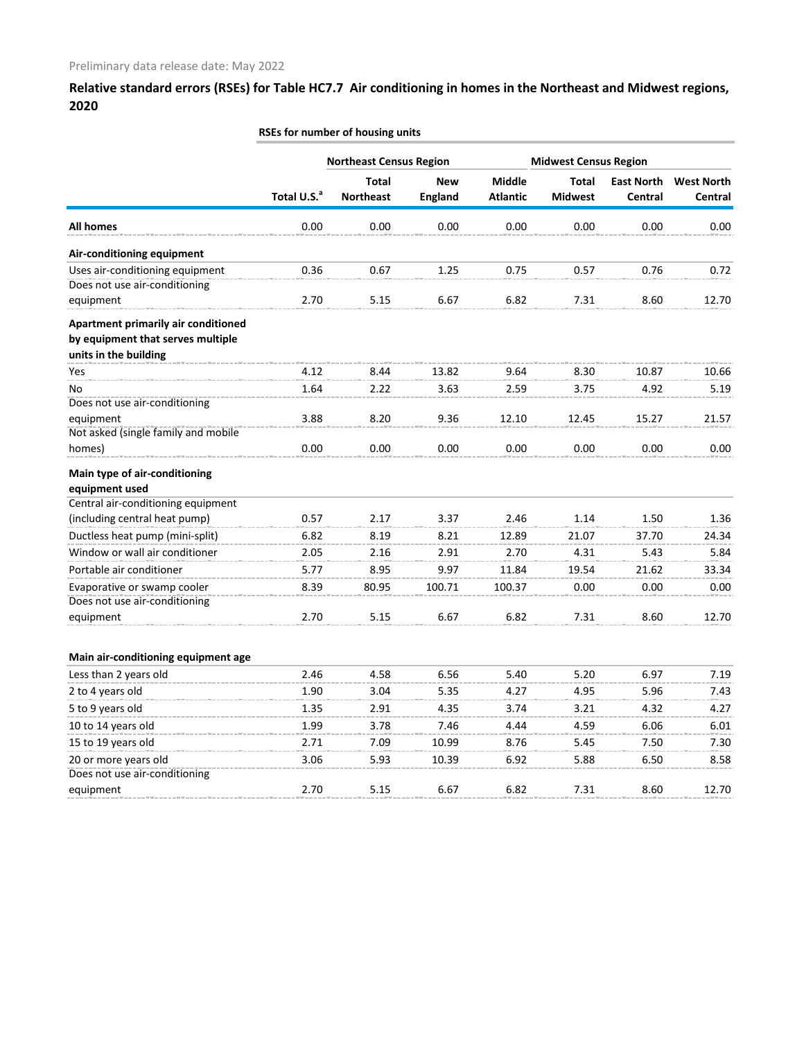Preliminary data release date: May 2022

## Relative standard errors (RSEs) for Table HC7.7 Air conditioning in homes in the Northeast and Midwest regions, 2020

| | RSEs for number of housing units | | | | | | |
|---|---|---|---|---|---|---|---|
| | | Northeast Census Region | | | Midwest Census Region | | |
| | Total U.S.[a] | Total Northeast | New England | Middle Atlantic | Total Midwest | East North Central | West North Central |
| **All homes** | 0.00 | 0.00 | 0.00 | 0.00 | 0.00 | 0.00 | 0.00 |
| **Air-conditioning equipment** | | | | | | | |
| Uses air-conditioning equipment | 0.36 | 0.67 | 1.25 | 0.75 | 0.57 | 0.76 | 0.72 |
| Does not use air-conditioning equipment | 2.70 | 5.15 | 6.67 | 6.82 | 7.31 | 8.60 | 12.70 |
| **Apartment primarily air conditioned by equipment that serves multiple units in the building** | | | | | | | |
| Yes | 4.12 | 8.44 | 13.82 | 9.64 | 8.30 | 10.87 | 10.66 |
| No | 1.64 | 2.22 | 3.63 | 2.59 | 3.75 | 4.92 | 5.19 |
| Does not use air-conditioning equipment | 3.88 | 8.20 | 9.36 | 12.10 | 12.45 | 15.27 | 21.57 |
| Not asked (single family and mobile homes) | 0.00 | 0.00 | 0.00 | 0.00 | 0.00 | 0.00 | 0.00 |
| **Main type of air-conditioning equipment used** | | | | | | | |
| Central air-conditioning equipment (including central heat pump) | 0.57 | 2.17 | 3.37 | 2.46 | 1.14 | 1.50 | 1.36 |
| Ductless heat pump (mini-split) | 6.82 | 8.19 | 8.21 | 12.89 | 21.07 | 37.70 | 24.34 |
| Window or wall air conditioner | 2.05 | 2.16 | 2.91 | 2.70 | 4.31 | 5.43 | 5.84 |
| Portable air conditioner | 5.77 | 8.95 | 9.97 | 11.84 | 19.54 | 21.62 | 33.34 |
| Evaporative or swamp cooler | 8.39 | 80.95 | 100.71 | 100.37 | 0.00 | 0.00 | 0.00 |
| Does not use air-conditioning equipment | 2.70 | 5.15 | 6.67 | 6.82 | 7.31 | 8.60 | 12.70 |
| **Main air-conditioning equipment age** | | | | | | | |
| Less than 2 years old | 2.46 | 4.58 | 6.56 | 5.40 | 5.20 | 6.97 | 7.19 |
| 2 to 4 years old | 1.90 | 3.04 | 5.35 | 4.27 | 4.95 | 5.96 | 7.43 |
| 5 to 9 years old | 1.35 | 2.91 | 4.35 | 3.74 | 3.21 | 4.32 | 4.27 |
| 10 to 14 years old | 1.99 | 3.78 | 7.46 | 4.44 | 4.59 | 6.06 | 6.01 |
| 15 to 19 years old | 2.71 | 7.09 | 10.99 | 8.76 | 5.45 | 7.50 | 7.30 |
| 20 or more years old | 3.06 | 5.93 | 10.39 | 6.92 | 5.88 | 6.50 | 8.58 |
| Does not use air-conditioning equipment | 2.70 | 5.15 | 6.67 | 6.82 | 7.31 | 8.60 | 12.70 |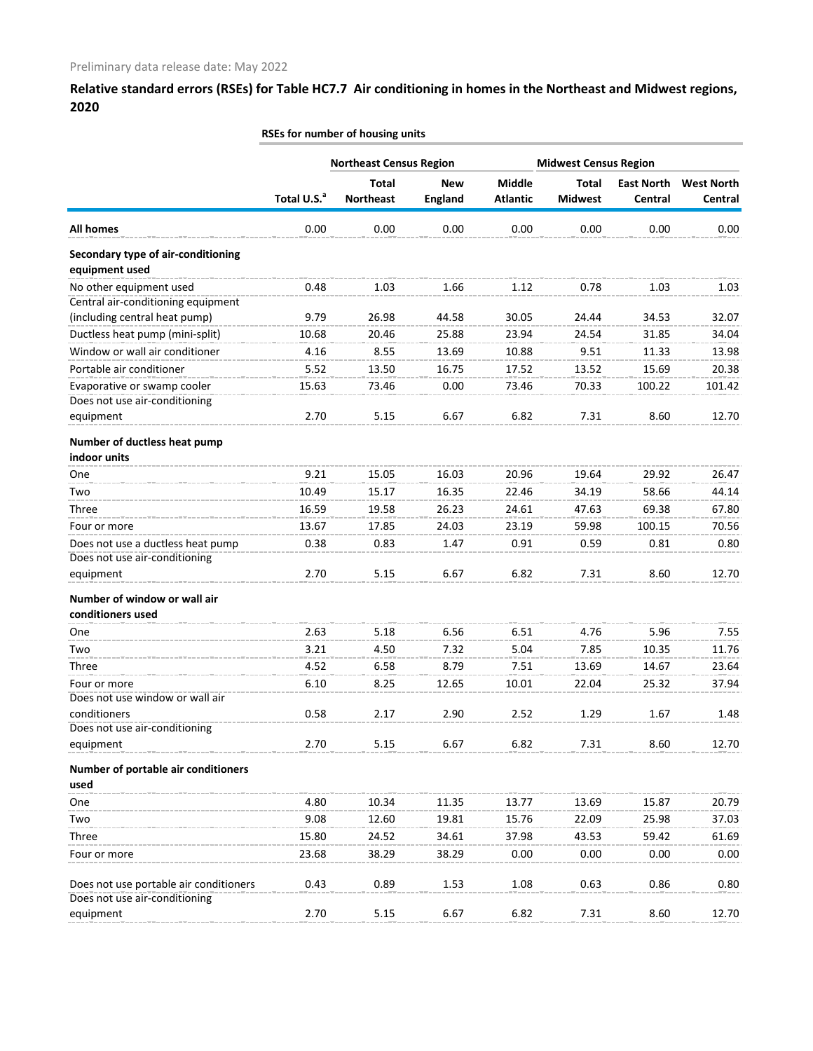Preliminary data release date: May 2022

## Relative standard errors (RSEs) for Table HC7.7 Air conditioning in homes in the Northeast and Midwest regions, 2020

| | RSEs for number of housing units | | | | | | |
|---|---|---|---|---|---|---|---|
| | | Northeast Census Region | | | Midwest Census Region | | |
| | Total U.S.[a] | Total Northeast | New England | Middle Atlantic | Total Midwest | East North Central | West North Central |
| **All homes** | 0.00 | 0.00 | 0.00 | 0.00 | 0.00 | 0.00 | 0.00 |
| **Secondary type of air-conditioning equipment used** | | | | | | | |
| No other equipment used | 0.48 | 1.03 | 1.66 | 1.12 | 0.78 | 1.03 | 1.03 |
| Central air-conditioning equipment (including central heat pump) | 9.79 | 26.98 | 44.58 | 30.05 | 24.44 | 34.53 | 32.07 |
| Ductless heat pump (mini-split) | 10.68 | 20.46 | 25.88 | 23.94 | 24.54 | 31.85 | 34.04 |
| Window or wall air conditioner | 4.16 | 8.55 | 13.69 | 10.88 | 9.51 | 11.33 | 13.98 |
| Portable air conditioner | 5.52 | 13.50 | 16.75 | 17.52 | 13.52 | 15.69 | 20.38 |
| Evaporative or swamp cooler | 15.63 | 73.46 | 0.00 | 73.46 | 70.33 | 100.22 | 101.42 |
| Does not use air-conditioning equipment | 2.70 | 5.15 | 6.67 | 6.82 | 7.31 | 8.60 | 12.70 |
| **Number of ductless heat pump indoor units** | | | | | | | |
| One | 9.21 | 15.05 | 16.03 | 20.96 | 19.64 | 29.92 | 26.47 |
| Two | 10.49 | 15.17 | 16.35 | 22.46 | 34.19 | 58.66 | 44.14 |
| Three | 16.59 | 19.58 | 26.23 | 24.61 | 47.63 | 69.38 | 67.80 |
| Four or more | 13.67 | 17.85 | 24.03 | 23.19 | 59.98 | 100.15 | 70.56 |
| Does not use a ductless heat pump | 0.38 | 0.83 | 1.47 | 0.91 | 0.59 | 0.81 | 0.80 |
| Does not use air-conditioning equipment | 2.70 | 5.15 | 6.67 | 6.82 | 7.31 | 8.60 | 12.70 |
| **Number of window or wall air conditioners used** | | | | | | | |
| One | 2.63 | 5.18 | 6.56 | 6.51 | 4.76 | 5.96 | 7.55 |
| Two | 3.21 | 4.50 | 7.32 | 5.04 | 7.85 | 10.35 | 11.76 |
| Three | 4.52 | 6.58 | 8.79 | 7.51 | 13.69 | 14.67 | 23.64 |
| Four or more | 6.10 | 8.25 | 12.65 | 10.01 | 22.04 | 25.32 | 37.94 |
| Does not use window or wall air conditioners | 0.58 | 2.17 | 2.90 | 2.52 | 1.29 | 1.67 | 1.48 |
| Does not use air-conditioning equipment | 2.70 | 5.15 | 6.67 | 6.82 | 7.31 | 8.60 | 12.70 |
| **Number of portable air conditioners used** | | | | | | | |
| One | 4.80 | 10.34 | 11.35 | 13.77 | 13.69 | 15.87 | 20.79 |
| Two | 9.08 | 12.60 | 19.81 | 15.76 | 22.09 | 25.98 | 37.03 |
| Three | 15.80 | 24.52 | 34.61 | 37.98 | 43.53 | 59.42 | 61.69 |
| Four or more | 23.68 | 38.29 | 38.29 | 0.00 | 0.00 | 0.00 | 0.00 |
| Does not use portable air conditioners | 0.43 | 0.89 | 1.53 | 1.08 | 0.63 | 0.86 | 0.80 |
| Does not use air-conditioning equipment | 2.70 | 5.15 | 6.67 | 6.82 | 7.31 | 8.60 | 12.70 |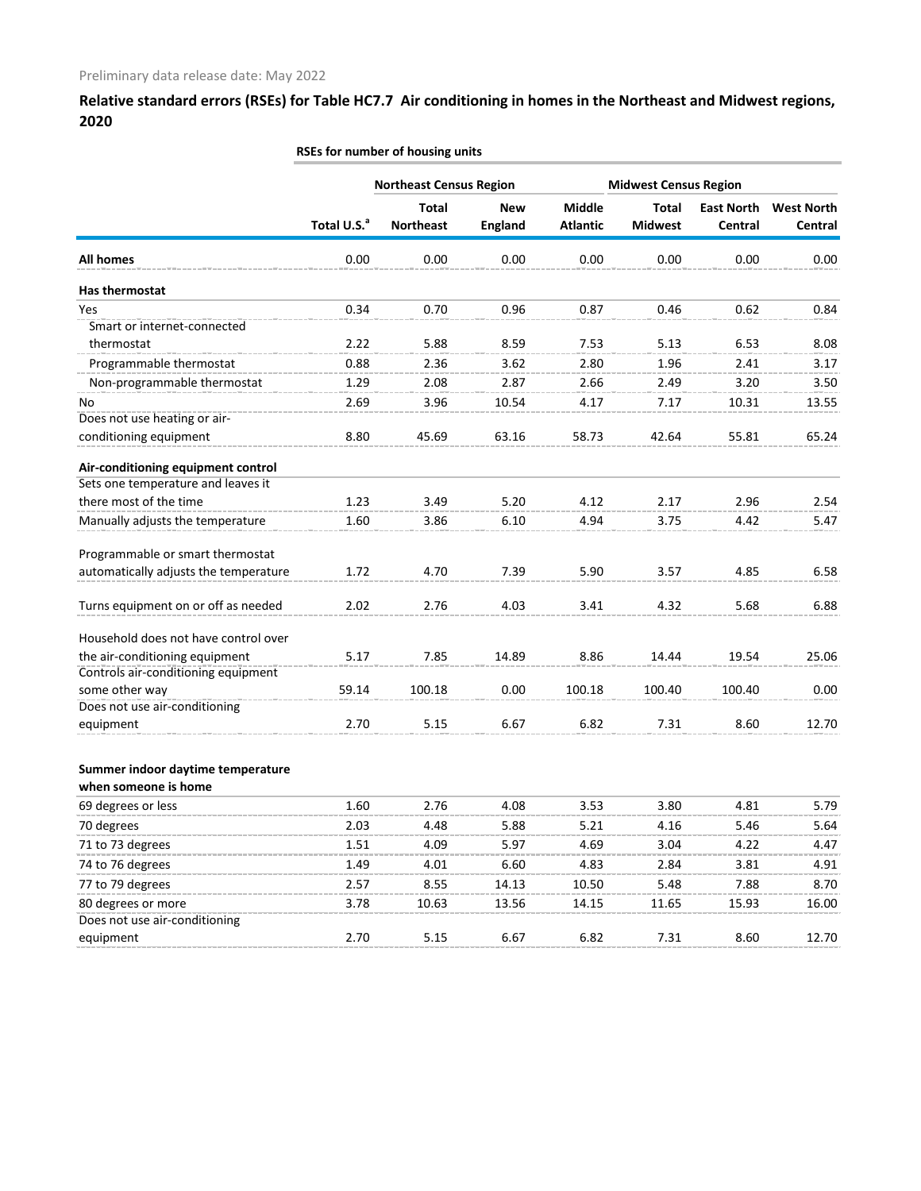Preliminary data release date: May 2022

## Relative standard errors (RSEs) for Table HC7.7 Air conditioning in homes in the Northeast and Midwest regions, 2020

| | RSEs for number of housing units | | | | | | |
|---|---|---|---|---|---|---|---|
| | | Northeast Census Region | | | Midwest Census Region | | |
| | Total U.S.[a] | Total Northeast | New England | Middle Atlantic | Total Midwest | East North Central | West North Central |
| **All homes** | 0.00 | 0.00 | 0.00 | 0.00 | 0.00 | 0.00 | 0.00 |
| **Has thermostat** | | | | | | | |
| Yes | 0.34 | 0.70 | 0.96 | 0.87 | 0.46 | 0.62 | 0.84 |
| Smart or internet-connected thermostat | 2.22 | 5.88 | 8.59 | 7.53 | 5.13 | 6.53 | 8.08 |
| Programmable thermostat | 0.88 | 2.36 | 3.62 | 2.80 | 1.96 | 2.41 | 3.17 |
| Non-programmable thermostat | 1.29 | 2.08 | 2.87 | 2.66 | 2.49 | 3.20 | 3.50 |
| No | 2.69 | 3.96 | 10.54 | 4.17 | 7.17 | 10.31 | 13.55 |
| Does not use heating or air-conditioning equipment | 8.80 | 45.69 | 63.16 | 58.73 | 42.64 | 55.81 | 65.24 |
| **Air-conditioning equipment control** | | | | | | | |
| Sets one temperature and leaves it there most of the time | 1.23 | 3.49 | 5.20 | 4.12 | 2.17 | 2.96 | 2.54 |
| Manually adjusts the temperature | 1.60 | 3.86 | 6.10 | 4.94 | 3.75 | 4.42 | 5.47 |
| Programmable or smart thermostat automatically adjusts the temperature | 1.72 | 4.70 | 7.39 | 5.90 | 3.57 | 4.85 | 6.58 |
| Turns equipment on or off as needed | 2.02 | 2.76 | 4.03 | 3.41 | 4.32 | 5.68 | 6.88 |
| Household does not have control over the air-conditioning equipment | 5.17 | 7.85 | 14.89 | 8.86 | 14.44 | 19.54 | 25.06 |
| Controls air-conditioning equipment some other way | 59.14 | 100.18 | 0.00 | 100.18 | 100.40 | 100.40 | 0.00 |
| Does not use air-conditioning equipment | 2.70 | 5.15 | 6.67 | 6.82 | 7.31 | 8.60 | 12.70 |
| **Summer indoor daytime temperature when someone is home** | | | | | | | |
| 69 degrees or less | 1.60 | 2.76 | 4.08 | 3.53 | 3.80 | 4.81 | 5.79 |
| 70 degrees | 2.03 | 4.48 | 5.88 | 5.21 | 4.16 | 5.46 | 5.64 |
| 71 to 73 degrees | 1.51 | 4.09 | 5.97 | 4.69 | 3.04 | 4.22 | 4.47 |
| 74 to 76 degrees | 1.49 | 4.01 | 6.60 | 4.83 | 2.84 | 3.81 | 4.91 |
| 77 to 79 degrees | 2.57 | 8.55 | 14.13 | 10.50 | 5.48 | 7.88 | 8.70 |
| 80 degrees or more | 3.78 | 10.63 | 13.56 | 14.15 | 11.65 | 15.93 | 16.00 |
| Does not use air-conditioning equipment | 2.70 | 5.15 | 6.67 | 6.82 | 7.31 | 8.60 | 12.70 |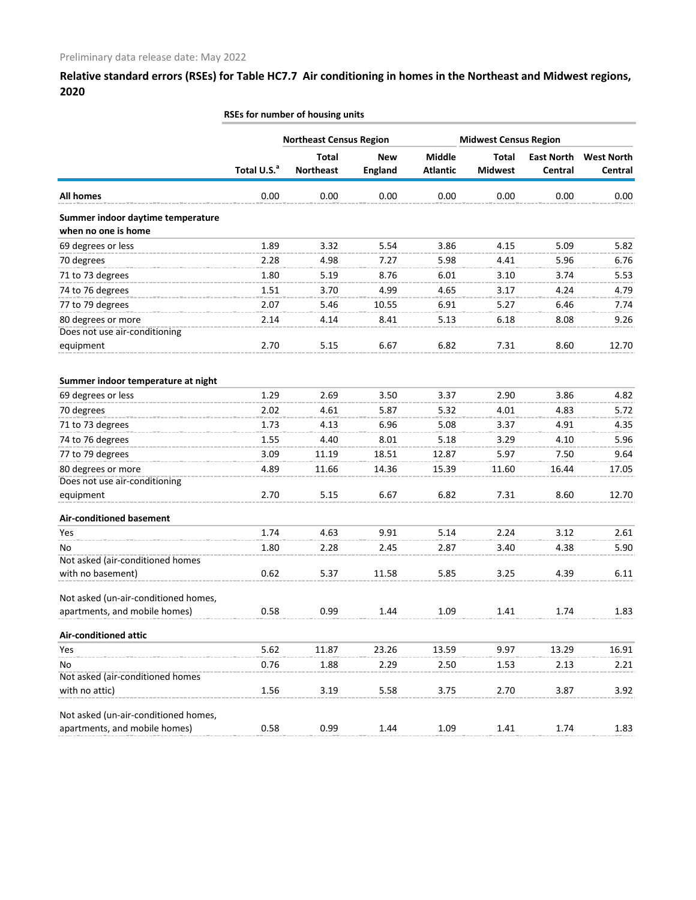Preliminary data release date: May 2022

## Relative standard errors (RSEs) for Table HC7.7 Air conditioning in homes in the Northeast and Midwest regions, 2020

| | RSEs for number of housing units | | | | | | |
|---|---|---|---|---|---|---|---|
| | | Northeast Census Region | | | Midwest Census Region | | |
| | Total U.S.[a] | Total Northeast | New England | Middle Atlantic | Total Midwest | East North Central | West North Central |
| **All homes** | 0.00 | 0.00 | 0.00 | 0.00 | 0.00 | 0.00 | 0.00 |
| **Summer indoor daytime temperature when no one is home** | | | | | | | |
| 69 degrees or less | 1.89 | 3.32 | 5.54 | 3.86 | 4.15 | 5.09 | 5.82 |
| 70 degrees | 2.28 | 4.98 | 7.27 | 5.98 | 4.41 | 5.96 | 6.76 |
| 71 to 73 degrees | 1.80 | 5.19 | 8.76 | 6.01 | 3.10 | 3.74 | 5.53 |
| 74 to 76 degrees | 1.51 | 3.70 | 4.99 | 4.65 | 3.17 | 4.24 | 4.79 |
| 77 to 79 degrees | 2.07 | 5.46 | 10.55 | 6.91 | 5.27 | 6.46 | 7.74 |
| 80 degrees or more | 2.14 | 4.14 | 8.41 | 5.13 | 6.18 | 8.08 | 9.26 |
| Does not use air-conditioning equipment | 2.70 | 5.15 | 6.67 | 6.82 | 7.31 | 8.60 | 12.70 |
| **Summer indoor temperature at night** | | | | | | | |
| 69 degrees or less | 1.29 | 2.69 | 3.50 | 3.37 | 2.90 | 3.86 | 4.82 |
| 70 degrees | 2.02 | 4.61 | 5.87 | 5.32 | 4.01 | 4.83 | 5.72 |
| 71 to 73 degrees | 1.73 | 4.13 | 6.96 | 5.08 | 3.37 | 4.91 | 4.35 |
| 74 to 76 degrees | 1.55 | 4.40 | 8.01 | 5.18 | 3.29 | 4.10 | 5.96 |
| 77 to 79 degrees | 3.09 | 11.19 | 18.51 | 12.87 | 5.97 | 7.50 | 9.64 |
| 80 degrees or more | 4.89 | 11.66 | 14.36 | 15.39 | 11.60 | 16.44 | 17.05 |
| Does not use air-conditioning equipment | 2.70 | 5.15 | 6.67 | 6.82 | 7.31 | 8.60 | 12.70 |
| **Air-conditioned basement** | | | | | | | |
| Yes | 1.74 | 4.63 | 9.91 | 5.14 | 2.24 | 3.12 | 2.61 |
| No | 1.80 | 2.28 | 2.45 | 2.87 | 3.40 | 4.38 | 5.90 |
| Not asked (air-conditioned homes with no basement) | 0.62 | 5.37 | 11.58 | 5.85 | 3.25 | 4.39 | 6.11 |
| Not asked (un-air-conditioned homes, apartments, and mobile homes) | 0.58 | 0.99 | 1.44 | 1.09 | 1.41 | 1.74 | 1.83 |
| **Air-conditioned attic** | | | | | | | |
| Yes | 5.62 | 11.87 | 23.26 | 13.59 | 9.97 | 13.29 | 16.91 |
| No | 0.76 | 1.88 | 2.29 | 2.50 | 1.53 | 2.13 | 2.21 |
| Not asked (air-conditioned homes with no attic) | 1.56 | 3.19 | 5.58 | 3.75 | 2.70 | 3.87 | 3.92 |
| Not asked (un-air-conditioned homes, apartments, and mobile homes) | 0.58 | 0.99 | 1.44 | 1.09 | 1.41 | 1.74 | 1.83 |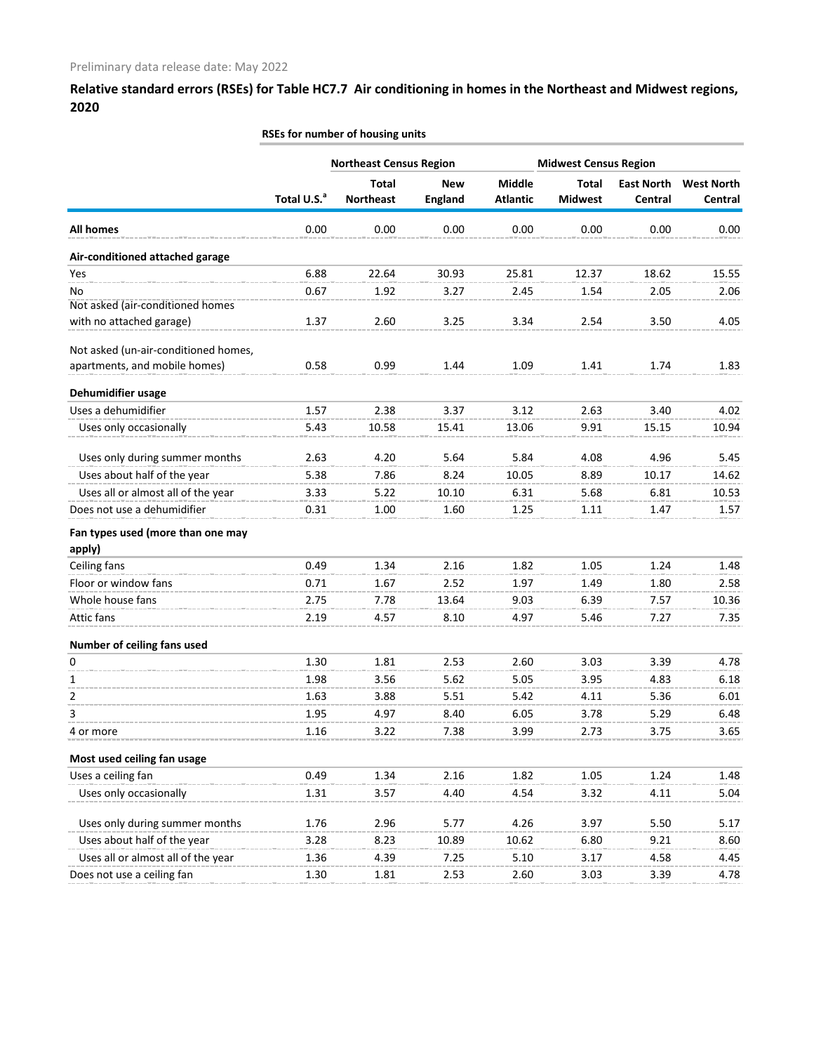Preliminary data release date: May 2022

## Relative standard errors (RSEs) for Table HC7.7 Air conditioning in homes in the Northeast and Midwest regions, 2020

| | RSEs for number of housing units | | | | | | |
|---|---|---|---|---|---|---|---|
| | | Northeast Census Region | | | Midwest Census Region | | |
| | Total U.S.[a] | Total Northeast | New England | Middle Atlantic | Total Midwest | East North Central | West North Central |
| **All homes** | 0.00 | 0.00 | 0.00 | 0.00 | 0.00 | 0.00 | 0.00 |
| **Air-conditioned attached garage** | | | | | | | |
| Yes | 6.88 | 22.64 | 30.93 | 25.81 | 12.37 | 18.62 | 15.55 |
| No | 0.67 | 1.92 | 3.27 | 2.45 | 1.54 | 2.05 | 2.06 |
| Not asked (air-conditioned homes with no attached garage) | 1.37 | 2.60 | 3.25 | 3.34 | 2.54 | 3.50 | 4.05 |
| Not asked (un-air-conditioned homes, apartments, and mobile homes) | 0.58 | 0.99 | 1.44 | 1.09 | 1.41 | 1.74 | 1.83 |
| **Dehumidifier usage** | | | | | | | |
| Uses a dehumidifier | 1.57 | 2.38 | 3.37 | 3.12 | 2.63 | 3.40 | 4.02 |
| Uses only occasionally | 5.43 | 10.58 | 15.41 | 13.06 | 9.91 | 15.15 | 10.94 |
| Uses only during summer months | 2.63 | 4.20 | 5.64 | 5.84 | 4.08 | 4.96 | 5.45 |
| Uses about half of the year | 5.38 | 7.86 | 8.24 | 10.05 | 8.89 | 10.17 | 14.62 |
| Uses all or almost all of the year | 3.33 | 5.22 | 10.10 | 6.31 | 5.68 | 6.81 | 10.53 |
| Does not use a dehumidifier | 0.31 | 1.00 | 1.60 | 1.25 | 1.11 | 1.47 | 1.57 |
| **Fan types used (more than one may apply)** | | | | | | | |
| Ceiling fans | 0.49 | 1.34 | 2.16 | 1.82 | 1.05 | 1.24 | 1.48 |
| Floor or window fans | 0.71 | 1.67 | 2.52 | 1.97 | 1.49 | 1.80 | 2.58 |
| Whole house fans | 2.75 | 7.78 | 13.64 | 9.03 | 6.39 | 7.57 | 10.36 |
| Attic fans | 2.19 | 4.57 | 8.10 | 4.97 | 5.46 | 7.27 | 7.35 |
| **Number of ceiling fans used** | | | | | | | |
| 0 | 1.30 | 1.81 | 2.53 | 2.60 | 3.03 | 3.39 | 4.78 |
| 1 | 1.98 | 3.56 | 5.62 | 5.05 | 3.95 | 4.83 | 6.18 |
| 2 | 1.63 | 3.88 | 5.51 | 5.42 | 4.11 | 5.36 | 6.01 |
| 3 | 1.95 | 4.97 | 8.40 | 6.05 | 3.78 | 5.29 | 6.48 |
| 4 or more | 1.16 | 3.22 | 7.38 | 3.99 | 2.73 | 3.75 | 3.65 |
| **Most used ceiling fan usage** | | | | | | | |
| Uses a ceiling fan | 0.49 | 1.34 | 2.16 | 1.82 | 1.05 | 1.24 | 1.48 |
| Uses only occasionally | 1.31 | 3.57 | 4.40 | 4.54 | 3.32 | 4.11 | 5.04 |
| Uses only during summer months | 1.76 | 2.96 | 5.77 | 4.26 | 3.97 | 5.50 | 5.17 |
| Uses about half of the year | 3.28 | 8.23 | 10.89 | 10.62 | 6.80 | 9.21 | 8.60 |
| Uses all or almost all of the year | 1.36 | 4.39 | 7.25 | 5.10 | 3.17 | 4.58 | 4.45 |
| Does not use a ceiling fan | 1.30 | 1.81 | 2.53 | 2.60 | 3.03 | 3.39 | 4.78 |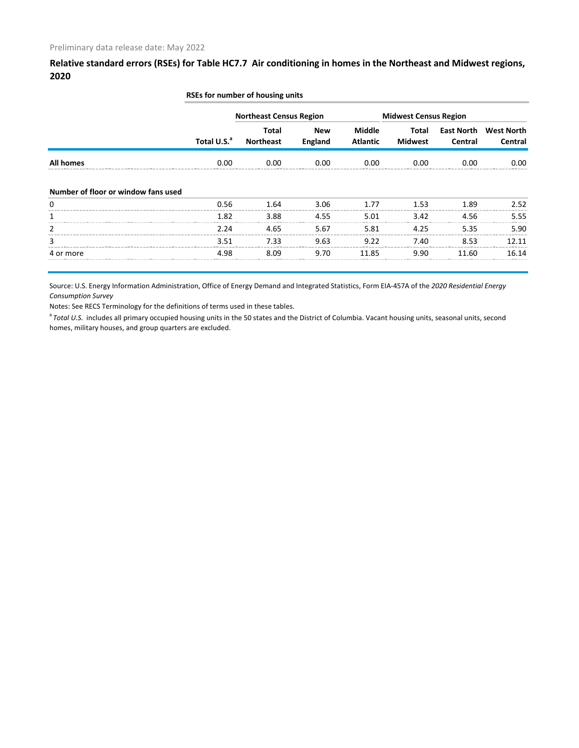Preliminary data release date: May 2022

## Relative standard errors (RSEs) for Table HC7.7 Air conditioning in homes in the Northeast and Midwest regions, 2020

| | RSEs for number of housing units | | | | | | |
|---|---|---|---|---|---|---|---|
| | | Northeast Census Region | | | Midwest Census Region | | |
| | Total U.S.[a] | Total Northeast | New England | Middle Atlantic | Total Midwest | East North Central | West North Central |
| **All homes** | 0.00 | 0.00 | 0.00 | 0.00 | 0.00 | 0.00 | 0.00 |
| **Number of floor or window fans used** | | | | | | | |
| 0 | 0.56 | 1.64 | 3.06 | 1.77 | 1.53 | 1.89 | 2.52 |
| 1 | 1.82 | 3.88 | 4.55 | 5.01 | 3.42 | 4.56 | 5.55 |
| 2 | 2.24 | 4.65 | 5.67 | 5.81 | 4.25 | 5.35 | 5.90 |
| 3 | 3.51 | 7.33 | 9.63 | 9.22 | 7.40 | 8.53 | 12.11 |
| 4 or more | 4.98 | 8.09 | 9.70 | 11.85 | 9.90 | 11.60 | 16.14 |

Source: U.S. Energy Information Administration, Office of Energy Demand and Integrated Statistics, Form EIA-457A of the *2020 Residential Energy Consumption Survey*

Notes: See RECS Terminology for the definitions of terms used in these tables.

[a] *Total U.S.* includes all primary occupied housing units in the 50 states and the District of Columbia. Vacant housing units, seasonal units, second homes, military houses, and group quarters are excluded.